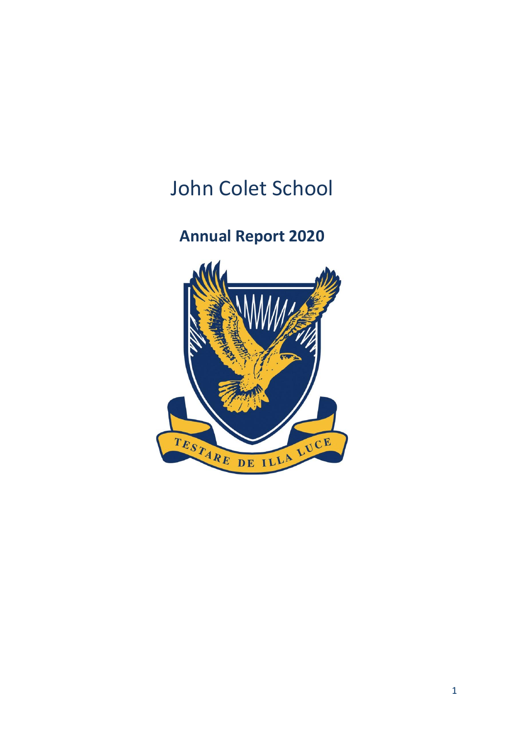# John Colet School

## Annual Report 2020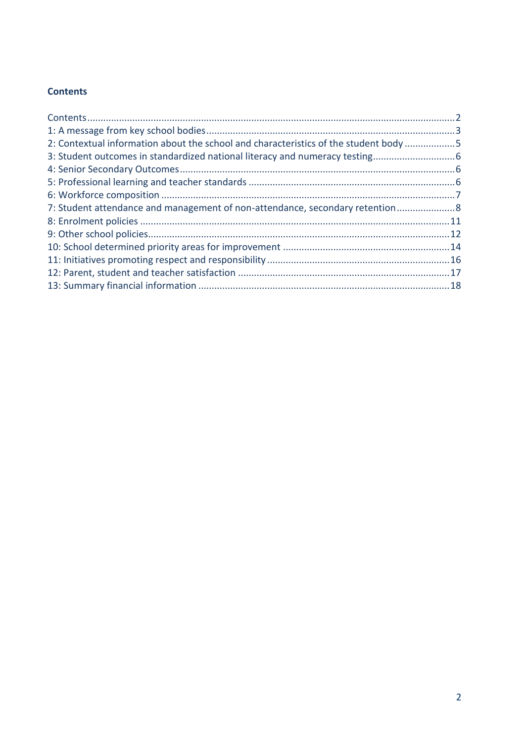**Contents**

Contents ........................................................................................................................................2
1: A message from key school bodies ............................................................................................3
2: Contextual information about the school and characteristics of the student body ..................5
3: Student outcomes in standardized national literacy and numeracy testing..............................6
4: Senior Secondary Outcomes ......................................................................................................6
5: Professional learning and teacher standards ............................................................................6
6: Workforce composition ............................................................................................................7
7: Student attendance and management of non-attendance, secondary retention......................8
8: Enrolment policies ..................................................................................................................11
9: Other school policies...............................................................................................................12
10: School determined priority areas for improvement ..............................................................14
11: Initiatives promoting respect and responsibility ....................................................................16
12: Parent, student and teacher satisfaction ...............................................................................17
13: Summary financial information .............................................................................................18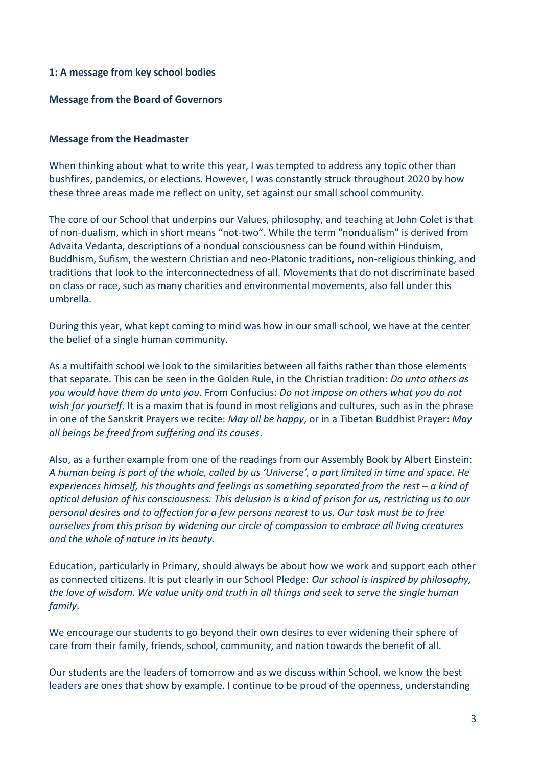**1: A message from key school bodies**

**Message from the Board of Governors**

**Message from the Headmaster**

When thinking about what to write this year, I was tempted to address any topic other than bushfires, pandemics, or elections. However, I was constantly struck throughout 2020 by how these three areas made me reflect on unity, set against our small school community.

The core of our School that underpins our Values, philosophy, and teaching at John Colet is that of non-dualism, which in short means "not-two". While the term "nondualism" is derived from Advaita Vedanta, descriptions of a nondual consciousness can be found within Hinduism, Buddhism, Sufism, the western Christian and neo-Platonic traditions, non-religious thinking, and traditions that look to the interconnectedness of all. Movements that do not discriminate based on class or race, such as many charities and environmental movements, also fall under this umbrella.

During this year, what kept coming to mind was how in our small school, we have at the center the belief of a single human community.

As a multifaith school we look to the similarities between all faiths rather than those elements that separate. This can be seen in the Golden Rule, in the Christian tradition: *Do unto others as you would have them do unto you*. From Confucius: *Do not impose on others what you do not wish for yourself*. It is a maxim that is found in most religions and cultures, such as in the phrase in one of the Sanskrit Prayers we recite: *May all be happy*, or in a Tibetan Buddhist Prayer: *May all beings be freed from suffering and its causes*.

Also, as a further example from one of the readings from our Assembly Book by Albert Einstein: *A human being is part of the whole, called by us 'Universe', a part limited in time and space. He experiences himself, his thoughts and feelings as something separated from the rest – a kind of optical delusion of his consciousness. This delusion is a kind of prison for us, restricting us to our personal desires and to affection for a few persons nearest to us. Our task must be to free ourselves from this prison by widening our circle of compassion to embrace all living creatures and the whole of nature in its beauty.*

Education, particularly in Primary, should always be about how we work and support each other as connected citizens. It is put clearly in our School Pledge: *Our school is inspired by philosophy, the love of wisdom. We value unity and truth in all things and seek to serve the single human family*.

We encourage our students to go beyond their own desires to ever widening their sphere of care from their family, friends, school, community, and nation towards the benefit of all.

Our students are the leaders of tomorrow and as we discuss within School, we know the best leaders are ones that show by example. I continue to be proud of the openness, understanding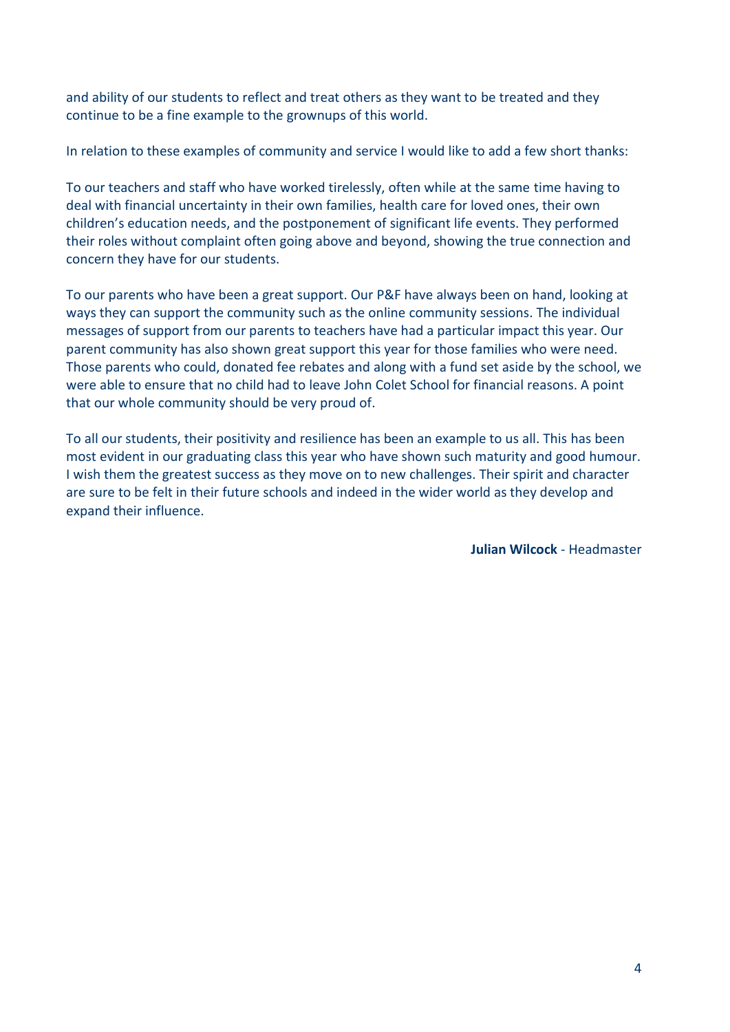and ability of our students to reflect and treat others as they want to be treated and they continue to be a fine example to the grownups of this world.

In relation to these examples of community and service I would like to add a few short thanks:

To our teachers and staff who have worked tirelessly, often while at the same time having to deal with financial uncertainty in their own families, health care for loved ones, their own children's education needs, and the postponement of significant life events. They performed their roles without complaint often going above and beyond, showing the true connection and concern they have for our students.

To our parents who have been a great support. Our P&F have always been on hand, looking at ways they can support the community such as the online community sessions. The individual messages of support from our parents to teachers have had a particular impact this year. Our parent community has also shown great support this year for those families who were need. Those parents who could, donated fee rebates and along with a fund set aside by the school, we were able to ensure that no child had to leave John Colet School for financial reasons. A point that our whole community should be very proud of.

To all our students, their positivity and resilience has been an example to us all. This has been most evident in our graduating class this year who have shown such maturity and good humour. I wish them the greatest success as they move on to new challenges. Their spirit and character are sure to be felt in their future schools and indeed in the wider world as they develop and expand their influence.

**Julian Wilcock** - Headmaster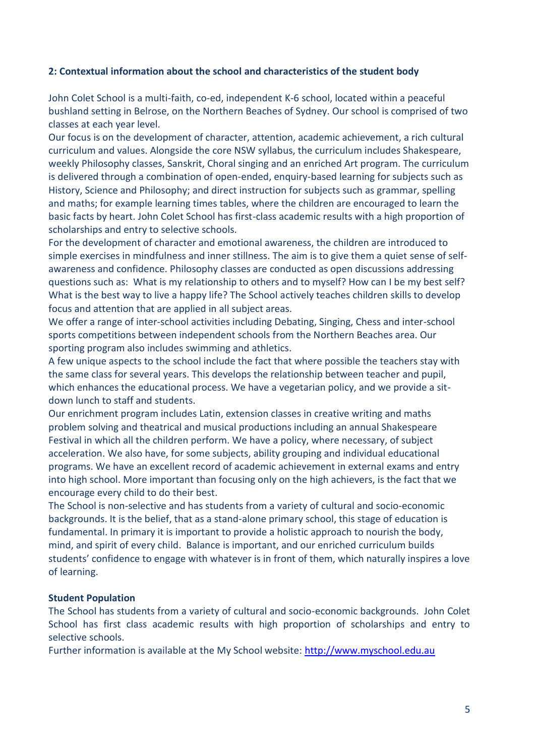## 2: Contextual information about the school and characteristics of the student body

John Colet School is a multi-faith, co-ed, independent K-6 school, located within a peaceful bushland setting in Belrose, on the Northern Beaches of Sydney. Our school is comprised of two classes at each year level.

Our focus is on the development of character, attention, academic achievement, a rich cultural curriculum and values. Alongside the core NSW syllabus, the curriculum includes Shakespeare, weekly Philosophy classes, Sanskrit, Choral singing and an enriched Art program. The curriculum is delivered through a combination of open-ended, enquiry-based learning for subjects such as History, Science and Philosophy; and direct instruction for subjects such as grammar, spelling and maths; for example learning times tables, where the children are encouraged to learn the basic facts by heart. John Colet School has first-class academic results with a high proportion of scholarships and entry to selective schools.

For the development of character and emotional awareness, the children are introduced to simple exercises in mindfulness and inner stillness. The aim is to give them a quiet sense of self-awareness and confidence. Philosophy classes are conducted as open discussions addressing questions such as: What is my relationship to others and to myself? How can I be my best self? What is the best way to live a happy life? The School actively teaches children skills to develop focus and attention that are applied in all subject areas.

We offer a range of inter-school activities including Debating, Singing, Chess and inter-school sports competitions between independent schools from the Northern Beaches area. Our sporting program also includes swimming and athletics.

A few unique aspects to the school include the fact that where possible the teachers stay with the same class for several years. This develops the relationship between teacher and pupil, which enhances the educational process. We have a vegetarian policy, and we provide a sit-down lunch to staff and students.

Our enrichment program includes Latin, extension classes in creative writing and maths problem solving and theatrical and musical productions including an annual Shakespeare Festival in which all the children perform. We have a policy, where necessary, of subject acceleration. We also have, for some subjects, ability grouping and individual educational programs. We have an excellent record of academic achievement in external exams and entry into high school. More important than focusing only on the high achievers, is the fact that we encourage every child to do their best.

The School is non-selective and has students from a variety of cultural and socio-economic backgrounds. It is the belief, that as a stand-alone primary school, this stage of education is fundamental. In primary it is important to provide a holistic approach to nourish the body, mind, and spirit of every child. Balance is important, and our enriched curriculum builds students' confidence to engage with whatever is in front of them, which naturally inspires a love of learning.

### Student Population

The School has students from a variety of cultural and socio-economic backgrounds. John Colet School has first class academic results with high proportion of scholarships and entry to selective schools.

Further information is available at the My School website: [http://www.myschool.edu.au](http://www.myschool.edu.au)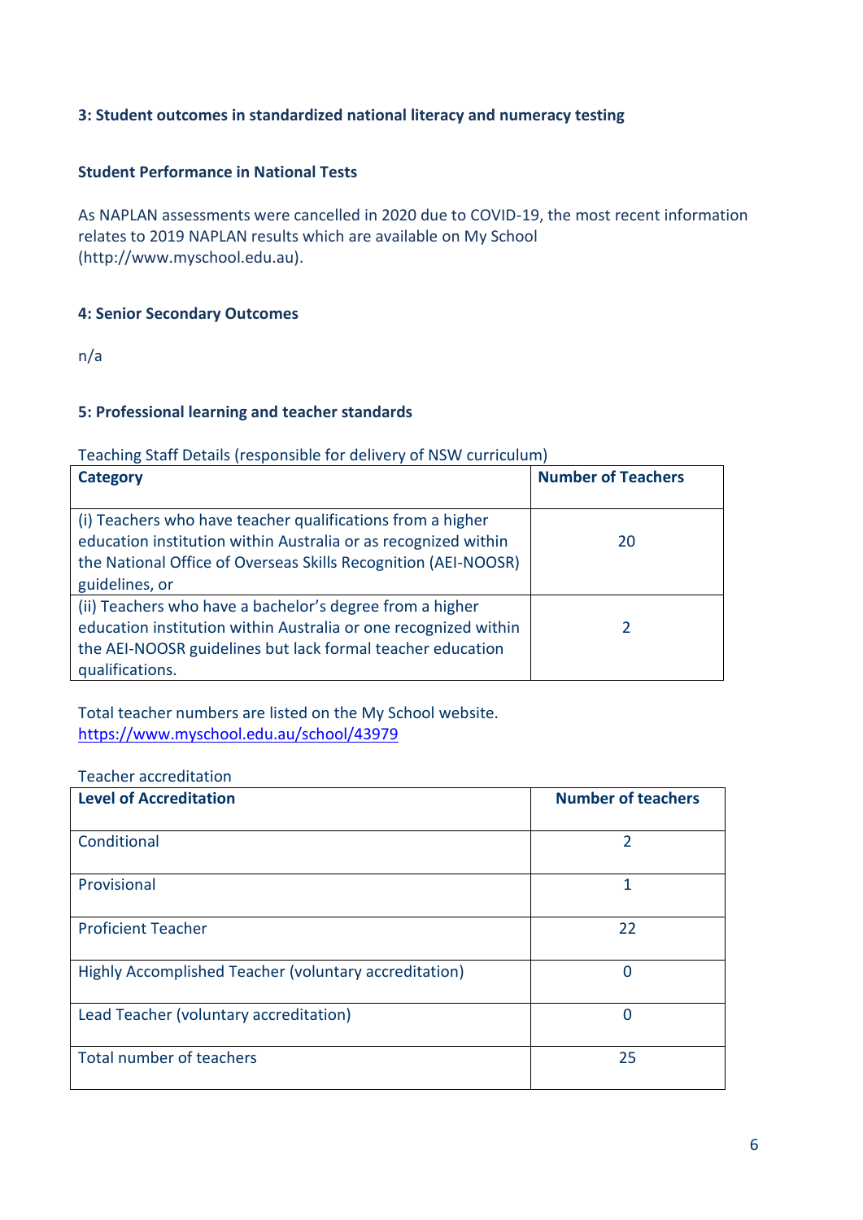### 3: Student outcomes in standardized national literacy and numeracy testing

#### Student Performance in National Tests

As NAPLAN assessments were cancelled in 2020 due to COVID-19, the most recent information relates to 2019 NAPLAN results which are available on My School (http://www.myschool.edu.au).

### 4: Senior Secondary Outcomes

n/a

### 5: Professional learning and teacher standards

Teaching Staff Details (responsible for delivery of NSW curriculum)

| Category | Number of Teachers |
|---|---|
| (i) Teachers who have teacher qualifications from a higher education institution within Australia or as recognized within the National Office of Overseas Skills Recognition (AEI-NOOSR) guidelines, or | 20 |
| (ii) Teachers who have a bachelor's degree from a higher education institution within Australia or one recognized within the AEI-NOOSR guidelines but lack formal teacher education qualifications. | 2 |

Total teacher numbers are listed on the My School website.
https://www.myschool.edu.au/school/43979

Teacher accreditation

| Level of Accreditation | Number of teachers |
|---|---|
| Conditional | 2 |
| Provisional | 1 |
| Proficient Teacher | 22 |
| Highly Accomplished Teacher (voluntary accreditation) | 0 |
| Lead Teacher (voluntary accreditation) | 0 |
| Total number of teachers | 25 |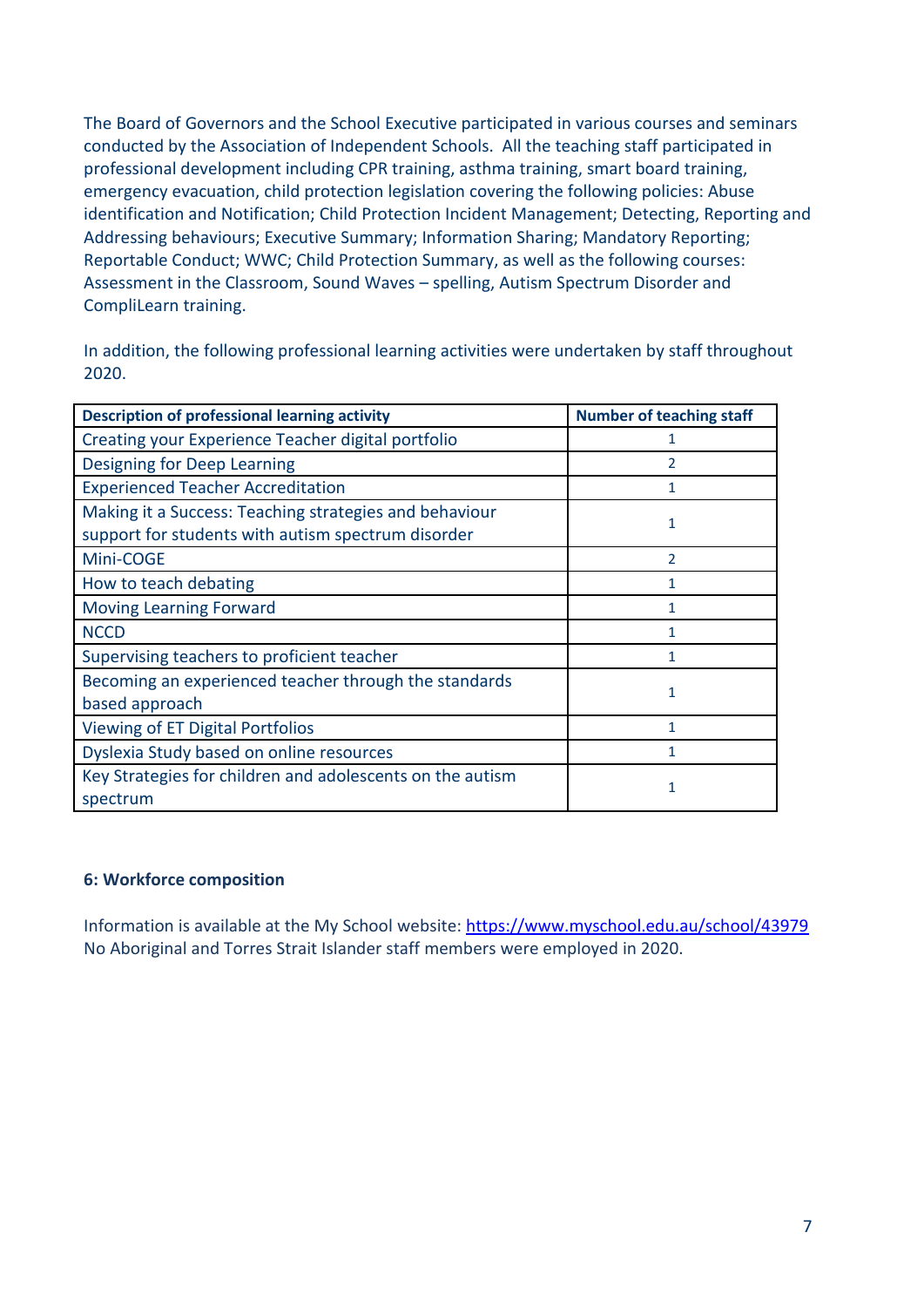The Board of Governors and the School Executive participated in various courses and seminars conducted by the Association of Independent Schools. All the teaching staff participated in professional development including CPR training, asthma training, smart board training, emergency evacuation, child protection legislation covering the following policies: Abuse identification and Notification; Child Protection Incident Management; Detecting, Reporting and Addressing behaviours; Executive Summary; Information Sharing; Mandatory Reporting; Reportable Conduct; WWC; Child Protection Summary, as well as the following courses: Assessment in the Classroom, Sound Waves – spelling, Autism Spectrum Disorder and CompliLearn training.

In addition, the following professional learning activities were undertaken by staff throughout 2020.

| Description of professional learning activity | Number of teaching staff |
|---|---|
| Creating your Experience Teacher digital portfolio | 1 |
| Designing for Deep Learning | 2 |
| Experienced Teacher Accreditation | 1 |
| Making it a Success: Teaching strategies and behaviour support for students with autism spectrum disorder | 1 |
| Mini-COGE | 2 |
| How to teach debating | 1 |
| Moving Learning Forward | 1 |
| NCCD | 1 |
| Supervising teachers to proficient teacher | 1 |
| Becoming an experienced teacher through the standards based approach | 1 |
| Viewing of ET Digital Portfolios | 1 |
| Dyslexia Study based on online resources | 1 |
| Key Strategies for children and adolescents on the autism spectrum | 1 |

**6: Workforce composition**

Information is available at the My School website: https://www.myschool.edu.au/school/43979
No Aboriginal and Torres Strait Islander staff members were employed in 2020.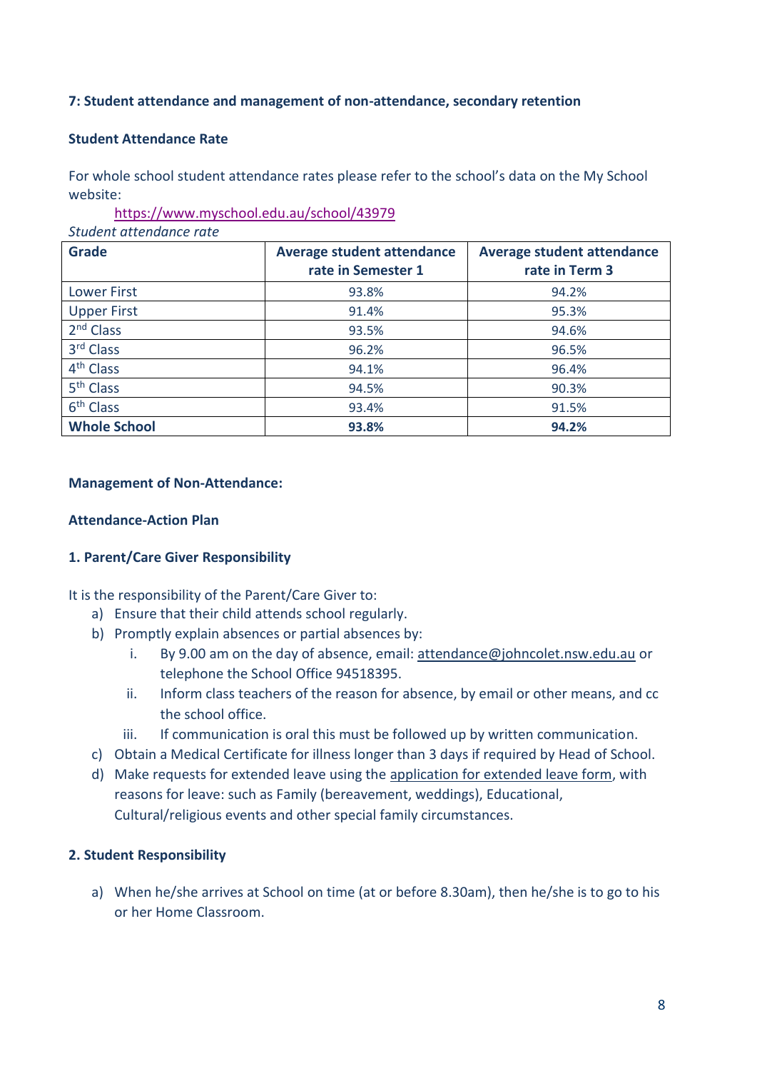**7: Student attendance and management of non-attendance, secondary retention**

**Student Attendance Rate**

For whole school student attendance rates please refer to the school's data on the My School website:

[https://www.myschool.edu.au/school/43979](https://www.myschool.edu.au/school/43979)

*Student attendance rate*

| Grade | Average student attendance rate in Semester 1 | Average student attendance rate in Term 3 |
|---|---|---|
| Lower First | 93.8% | 94.2% |
| Upper First | 91.4% | 95.3% |
| 2nd Class | 93.5% | 94.6% |
| 3rd Class | 96.2% | 96.5% |
| 4th Class | 94.1% | 96.4% |
| 5th Class | 94.5% | 90.3% |
| 6th Class | 93.4% | 91.5% |
| **Whole School** | **93.8%** | **94.2%** |

**Management of Non-Attendance:**

**Attendance-Action Plan**

**1. Parent/Care Giver Responsibility**

It is the responsibility of the Parent/Care Giver to:

a) Ensure that their child attends school regularly.
b) Promptly explain absences or partial absences by:
   i. By 9.00 am on the day of absence, email: attendance@johncolet.nsw.edu.au or telephone the School Office 94518395.
   ii. Inform class teachers of the reason for absence, by email or other means, and cc the school office.
   iii. If communication is oral this must be followed up by written communication.
c) Obtain a Medical Certificate for illness longer than 3 days if required by Head of School.
d) Make requests for extended leave using the application for extended leave form, with reasons for leave: such as Family (bereavement, weddings), Educational, Cultural/religious events and other special family circumstances.

**2. Student Responsibility**

a) When he/she arrives at School on time (at or before 8.30am), then he/she is to go to his or her Home Classroom.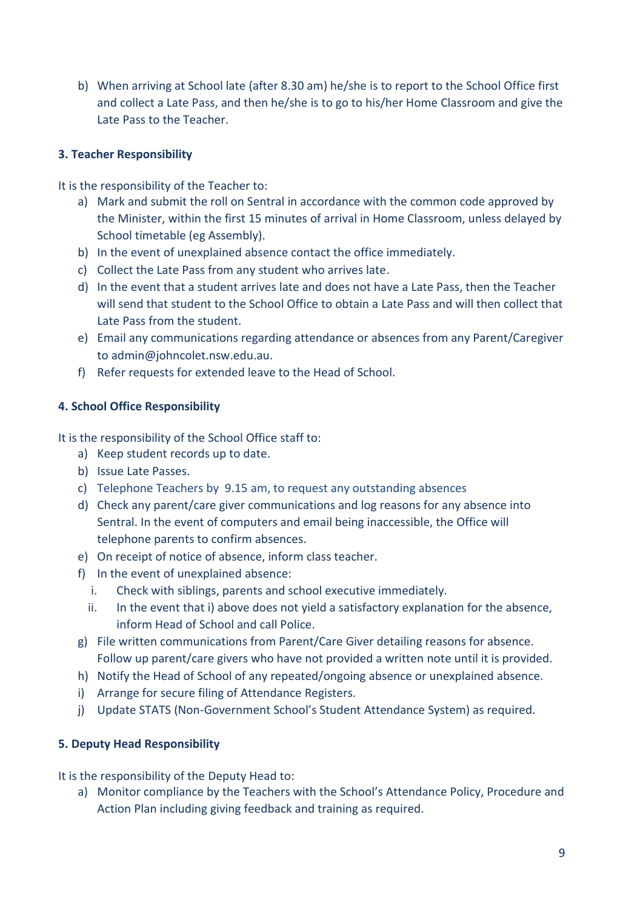b) When arriving at School late (after 8.30 am) he/she is to report to the School Office first and collect a Late Pass, and then he/she is to go to his/her Home Classroom and give the Late Pass to the Teacher.

**3. Teacher Responsibility**

It is the responsibility of the Teacher to:

a) Mark and submit the roll on Sentral in accordance with the common code approved by the Minister, within the first 15 minutes of arrival in Home Classroom, unless delayed by School timetable (eg Assembly).
b) In the event of unexplained absence contact the office immediately.
c) Collect the Late Pass from any student who arrives late.
d) In the event that a student arrives late and does not have a Late Pass, then the Teacher will send that student to the School Office to obtain a Late Pass and will then collect that Late Pass from the student.
e) Email any communications regarding attendance or absences from any Parent/Caregiver to admin@johncolet.nsw.edu.au.
f) Refer requests for extended leave to the Head of School.

**4. School Office Responsibility**

It is the responsibility of the School Office staff to:

a) Keep student records up to date.
b) Issue Late Passes.
c) Telephone Teachers by 9.15 am, to request any outstanding absences
d) Check any parent/care giver communications and log reasons for any absence into Sentral. In the event of computers and email being inaccessible, the Office will telephone parents to confirm absences.
e) On receipt of notice of absence, inform class teacher.
f) In the event of unexplained absence:
   i. Check with siblings, parents and school executive immediately.
   ii. In the event that i) above does not yield a satisfactory explanation for the absence, inform Head of School and call Police.
g) File written communications from Parent/Care Giver detailing reasons for absence. Follow up parent/care givers who have not provided a written note until it is provided.
h) Notify the Head of School of any repeated/ongoing absence or unexplained absence.
i) Arrange for secure filing of Attendance Registers.
j) Update STATS (Non-Government School's Student Attendance System) as required.

**5. Deputy Head Responsibility**

It is the responsibility of the Deputy Head to:

a) Monitor compliance by the Teachers with the School's Attendance Policy, Procedure and Action Plan including giving feedback and training as required.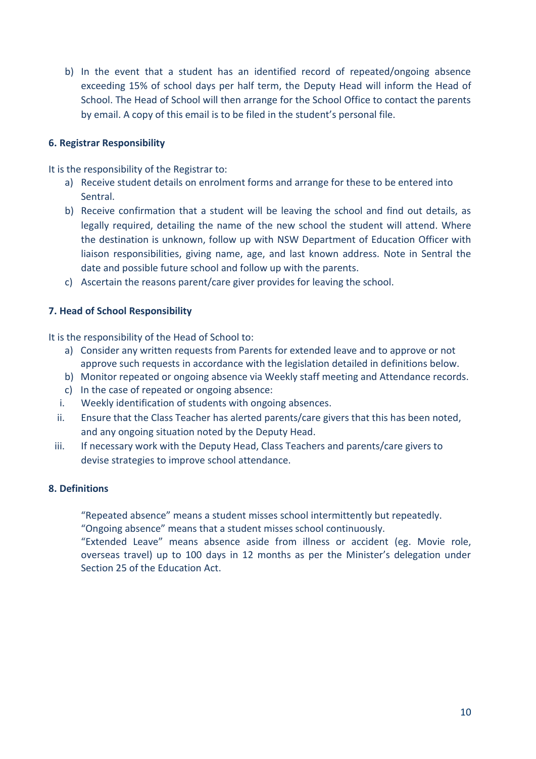b) In the event that a student has an identified record of repeated/ongoing absence exceeding 15% of school days per half term, the Deputy Head will inform the Head of School. The Head of School will then arrange for the School Office to contact the parents by email. A copy of this email is to be filed in the student's personal file.

**6. Registrar Responsibility**

It is the responsibility of the Registrar to:

a) Receive student details on enrolment forms and arrange for these to be entered into Sentral.
b) Receive confirmation that a student will be leaving the school and find out details, as legally required, detailing the name of the new school the student will attend. Where the destination is unknown, follow up with NSW Department of Education Officer with liaison responsibilities, giving name, age, and last known address. Note in Sentral the date and possible future school and follow up with the parents.
c) Ascertain the reasons parent/care giver provides for leaving the school.

**7. Head of School Responsibility**

It is the responsibility of the Head of School to:

a) Consider any written requests from Parents for extended leave and to approve or not approve such requests in accordance with the legislation detailed in definitions below.
b) Monitor repeated or ongoing absence via Weekly staff meeting and Attendance records.
c) In the case of repeated or ongoing absence:
   i. Weekly identification of students with ongoing absences.
   ii. Ensure that the Class Teacher has alerted parents/care givers that this has been noted, and any ongoing situation noted by the Deputy Head.
   iii. If necessary work with the Deputy Head, Class Teachers and parents/care givers to devise strategies to improve school attendance.

**8. Definitions**

"Repeated absence" means a student misses school intermittently but repeatedly.
"Ongoing absence" means that a student misses school continuously.
"Extended Leave" means absence aside from illness or accident (eg. Movie role, overseas travel) up to 100 days in 12 months as per the Minister's delegation under Section 25 of the Education Act.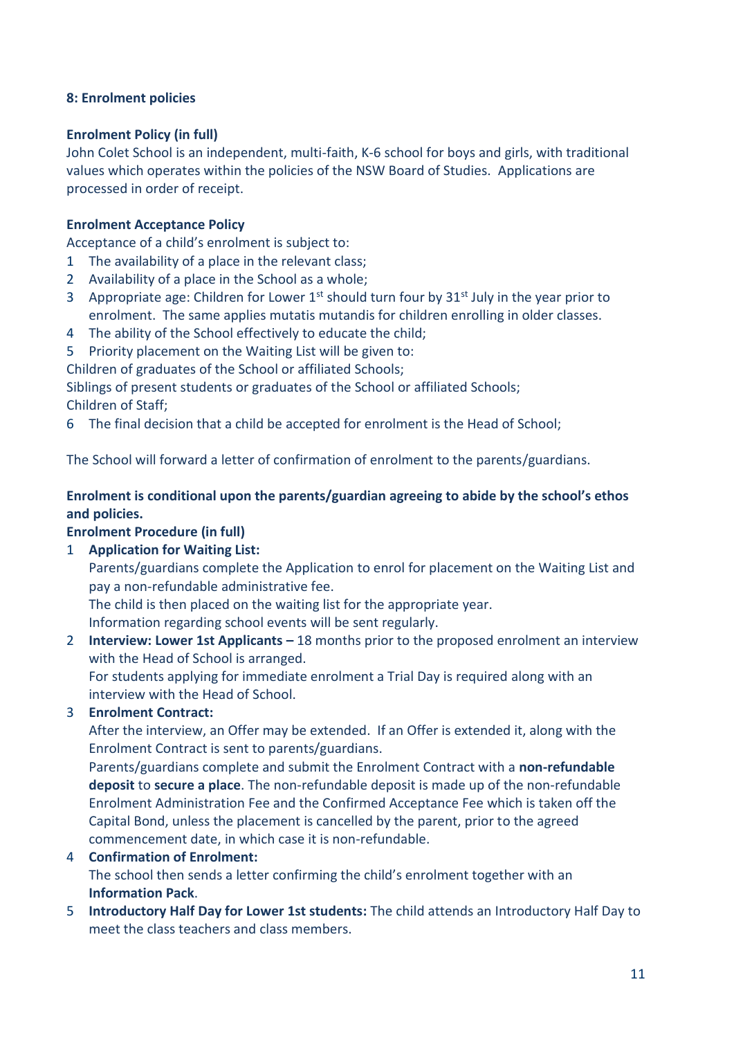## 8: Enrolment policies

### Enrolment Policy (in full)

John Colet School is an independent, multi-faith, K-6 school for boys and girls, with traditional values which operates within the policies of the NSW Board of Studies. Applications are processed in order of receipt.

### Enrolment Acceptance Policy

Acceptance of a child's enrolment is subject to:

1. The availability of a place in the relevant class;
2. Availability of a place in the School as a whole;
3. Appropriate age: Children for Lower 1st should turn four by 31st July in the year prior to enrolment. The same applies mutatis mutandis for children enrolling in older classes.
4. The ability of the School effectively to educate the child;
5. Priority placement on the Waiting List will be given to:

Children of graduates of the School or affiliated Schools;
Siblings of present students or graduates of the School or affiliated Schools;
Children of Staff;

6. The final decision that a child be accepted for enrolment is the Head of School;

The School will forward a letter of confirmation of enrolment to the parents/guardians.

**Enrolment is conditional upon the parents/guardian agreeing to abide by the school's ethos and policies.**

### Enrolment Procedure (in full)

1. **Application for Waiting List:**
   Parents/guardians complete the Application to enrol for placement on the Waiting List and pay a non-refundable administrative fee.
   The child is then placed on the waiting list for the appropriate year.
   Information regarding school events will be sent regularly.
2. **Interview: Lower 1st Applicants –** 18 months prior to the proposed enrolment an interview with the Head of School is arranged.
   For students applying for immediate enrolment a Trial Day is required along with an interview with the Head of School.
3. **Enrolment Contract:**
   After the interview, an Offer may be extended. If an Offer is extended it, along with the Enrolment Contract is sent to parents/guardians.
   Parents/guardians complete and submit the Enrolment Contract with a **non-refundable deposit** to **secure a place**. The non-refundable deposit is made up of the non-refundable Enrolment Administration Fee and the Confirmed Acceptance Fee which is taken off the Capital Bond, unless the placement is cancelled by the parent, prior to the agreed commencement date, in which case it is non-refundable.
4. **Confirmation of Enrolment:**
   The school then sends a letter confirming the child's enrolment together with an **Information Pack**.
5. **Introductory Half Day for Lower 1st students:** The child attends an Introductory Half Day to meet the class teachers and class members.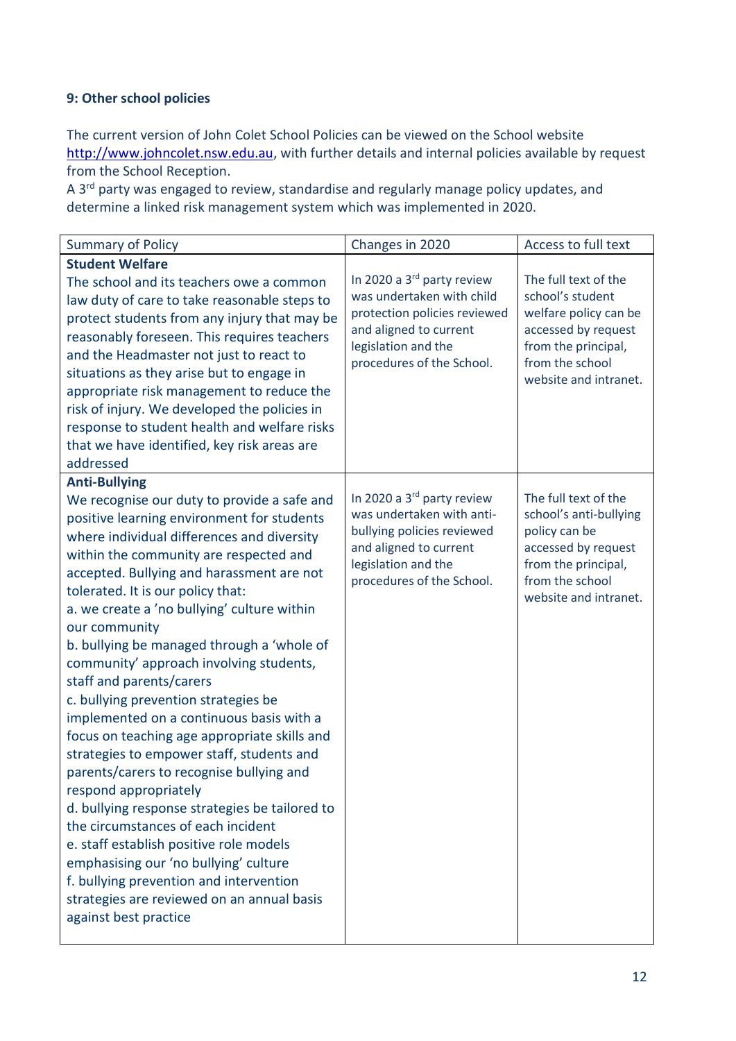### 9: Other school policies

The current version of John Colet School Policies can be viewed on the School website http://www.johncolet.nsw.edu.au, with further details and internal policies available by request from the School Reception.
A 3rd party was engaged to review, standardise and regularly manage policy updates, and determine a linked risk management system which was implemented in 2020.

| Summary of Policy | Changes in 2020 | Access to full text |
|---|---|---|
| **Student Welfare**<br>The school and its teachers owe a common law duty of care to take reasonable steps to protect students from any injury that may be reasonably foreseen. This requires teachers and the Headmaster not just to react to situations as they arise but to engage in appropriate risk management to reduce the risk of injury. We developed the policies in response to student health and welfare risks that we have identified, key risk areas are addressed | In 2020 a 3rd party review was undertaken with child protection policies reviewed and aligned to current legislation and the procedures of the School. | The full text of the school's student welfare policy can be accessed by request from the principal, from the school website and intranet. |
| **Anti-Bullying**<br>We recognise our duty to provide a safe and positive learning environment for students where individual differences and diversity within the community are respected and accepted. Bullying and harassment are not tolerated. It is our policy that:<br>a. we create a 'no bullying' culture within our community<br>b. bullying be managed through a 'whole of community' approach involving students, staff and parents/carers<br>c. bullying prevention strategies be implemented on a continuous basis with a focus on teaching age appropriate skills and strategies to empower staff, students and parents/carers to recognise bullying and respond appropriately<br>d. bullying response strategies be tailored to the circumstances of each incident<br>e. staff establish positive role models emphasising our 'no bullying' culture<br>f. bullying prevention and intervention strategies are reviewed on an annual basis against best practice | In 2020 a 3rd party review was undertaken with anti-bullying policies reviewed and aligned to current legislation and the procedures of the School. | The full text of the school's anti-bullying policy can be accessed by request from the principal, from the school website and intranet. |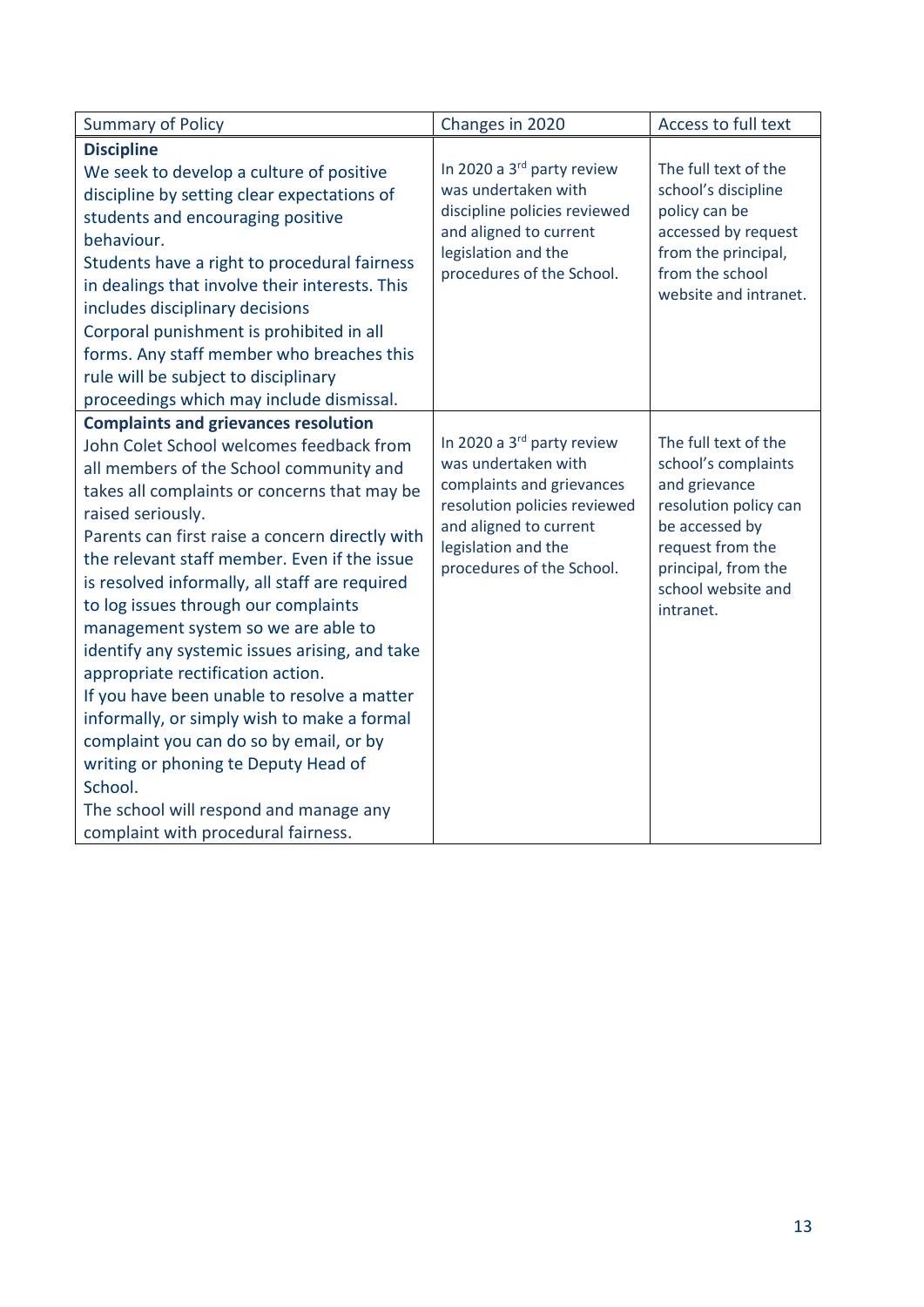| Summary of Policy | Changes in 2020 | Access to full text |
|---|---|---|
| **Discipline**<br>We seek to develop a culture of positive discipline by setting clear expectations of students and encouraging positive behaviour.<br>Students have a right to procedural fairness in dealings that involve their interests. This includes disciplinary decisions<br>Corporal punishment is prohibited in all forms. Any staff member who breaches this rule will be subject to disciplinary proceedings which may include dismissal. | In 2020 a 3rd party review was undertaken with discipline policies reviewed and aligned to current legislation and the procedures of the School. | The full text of the school's discipline policy can be accessed by request from the principal, from the school website and intranet. |
| **Complaints and grievances resolution**<br>John Colet School welcomes feedback from all members of the School community and takes all complaints or concerns that may be raised seriously.<br>Parents can first raise a concern directly with the relevant staff member. Even if the issue is resolved informally, all staff are required to log issues through our complaints management system so we are able to identify any systemic issues arising, and take appropriate rectification action.<br>If you have been unable to resolve a matter informally, or simply wish to make a formal complaint you can do so by email, or by writing or phoning te Deputy Head of School.<br>The school will respond and manage any complaint with procedural fairness. | In 2020 a 3rd party review was undertaken with complaints and grievances resolution policies reviewed and aligned to current legislation and the procedures of the School. | The full text of the school's complaints and grievance resolution policy can be accessed by request from the principal, from the school website and intranet. |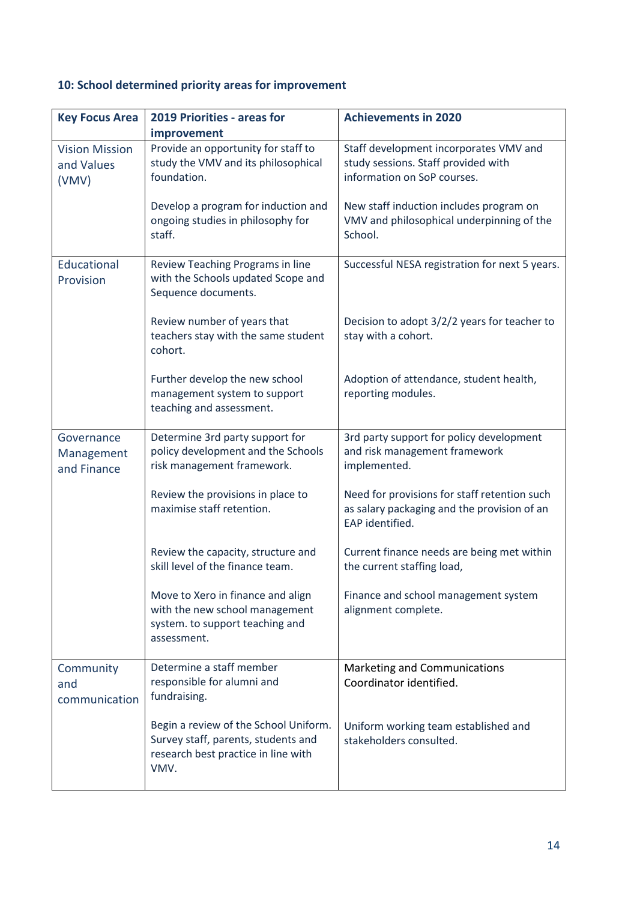### 10: School determined priority areas for improvement

| Key Focus Area | 2019 Priorities - areas for improvement | Achievements in 2020 |
| --- | --- | --- |
| Vision Mission and Values (VMV) | Provide an opportunity for staff to study the VMV and its philosophical foundation. | Staff development incorporates VMV and study sessions. Staff provided with information on SoP courses. |
| | Develop a program for induction and ongoing studies in philosophy for staff. | New staff induction includes program on VMV and philosophical underpinning of the School. |
| Educational Provision | Review Teaching Programs in line with the Schools updated Scope and Sequence documents. | Successful NESA registration for next 5 years. |
| | Review number of years that teachers stay with the same student cohort. | Decision to adopt 3/2/2 years for teacher to stay with a cohort. |
| | Further develop the new school management system to support teaching and assessment. | Adoption of attendance, student health, reporting modules. |
| Governance Management and Finance | Determine 3rd party support for policy development and the Schools risk management framework. | 3rd party support for policy development and risk management framework implemented. |
| | Review the provisions in place to maximise staff retention. | Need for provisions for staff retention such as salary packaging and the provision of an EAP identified. |
| | Review the capacity, structure and skill level of the finance team. | Current finance needs are being met within the current staffing load, |
| | Move to Xero in finance and align with the new school management system. to support teaching and assessment. | Finance and school management system alignment complete. |
| Community and communication | Determine a staff member responsible for alumni and fundraising. | Marketing and Communications Coordinator identified. |
| | Begin a review of the School Uniform. Survey staff, parents, students and research best practice in line with VMV. | Uniform working team established and stakeholders consulted. |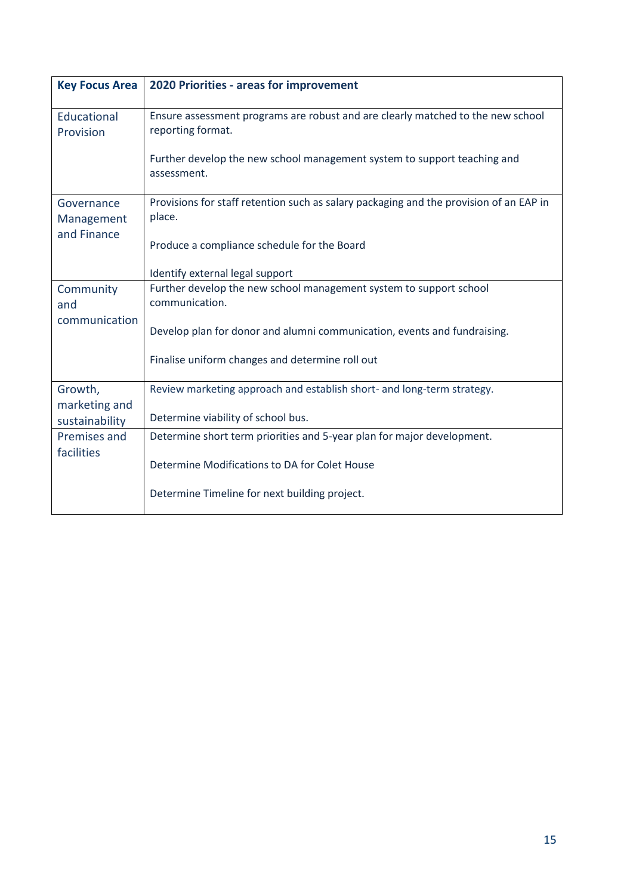| Key Focus Area | 2020 Priorities - areas for improvement |
| --- | --- |
| Educational Provision | Ensure assessment programs are robust and are clearly matched to the new school reporting format.<br><br>Further develop the new school management system to support teaching and assessment. |
| Governance Management and Finance | Provisions for staff retention such as salary packaging and the provision of an EAP in place.<br><br>Produce a compliance schedule for the Board<br><br>Identify external legal support |
| Community and communication | Further develop the new school management system to support school communication.<br><br>Develop plan for donor and alumni communication, events and fundraising.<br><br>Finalise uniform changes and determine roll out |
| Growth, marketing and sustainability | Review marketing approach and establish short- and long-term strategy.<br><br>Determine viability of school bus. |
| Premises and facilities | Determine short term priorities and 5-year plan for major development.<br><br>Determine Modifications to DA for Colet House<br><br>Determine Timeline for next building project. |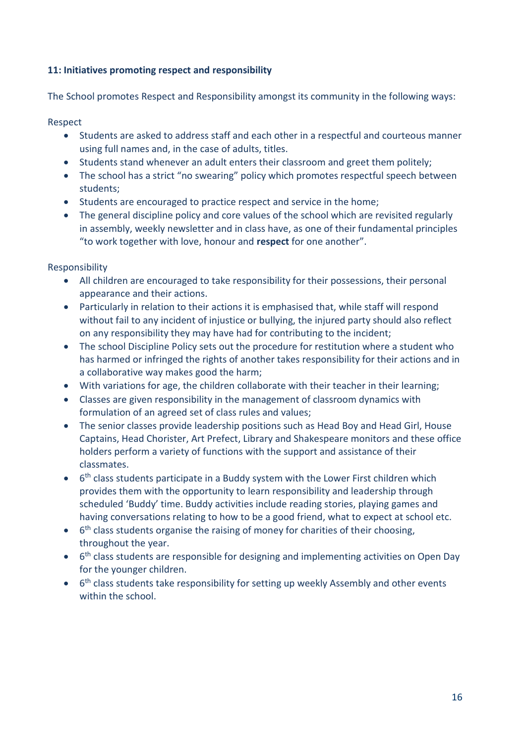### 11: Initiatives promoting respect and responsibility

The School promotes Respect and Responsibility amongst its community in the following ways:

Respect

- Students are asked to address staff and each other in a respectful and courteous manner using full names and, in the case of adults, titles.
- Students stand whenever an adult enters their classroom and greet them politely;
- The school has a strict "no swearing" policy which promotes respectful speech between students;
- Students are encouraged to practice respect and service in the home;
- The general discipline policy and core values of the school which are revisited regularly in assembly, weekly newsletter and in class have, as one of their fundamental principles "to work together with love, honour and **respect** for one another".

Responsibility

- All children are encouraged to take responsibility for their possessions, their personal appearance and their actions.
- Particularly in relation to their actions it is emphasised that, while staff will respond without fail to any incident of injustice or bullying, the injured party should also reflect on any responsibility they may have had for contributing to the incident;
- The school Discipline Policy sets out the procedure for restitution where a student who has harmed or infringed the rights of another takes responsibility for their actions and in a collaborative way makes good the harm;
- With variations for age, the children collaborate with their teacher in their learning;
- Classes are given responsibility in the management of classroom dynamics with formulation of an agreed set of class rules and values;
- The senior classes provide leadership positions such as Head Boy and Head Girl, House Captains, Head Chorister, Art Prefect, Library and Shakespeare monitors and these office holders perform a variety of functions with the support and assistance of their classmates.
- 6th class students participate in a Buddy system with the Lower First children which provides them with the opportunity to learn responsibility and leadership through scheduled 'Buddy' time. Buddy activities include reading stories, playing games and having conversations relating to how to be a good friend, what to expect at school etc.
- 6th class students organise the raising of money for charities of their choosing, throughout the year.
- 6th class students are responsible for designing and implementing activities on Open Day for the younger children.
- 6th class students take responsibility for setting up weekly Assembly and other events within the school.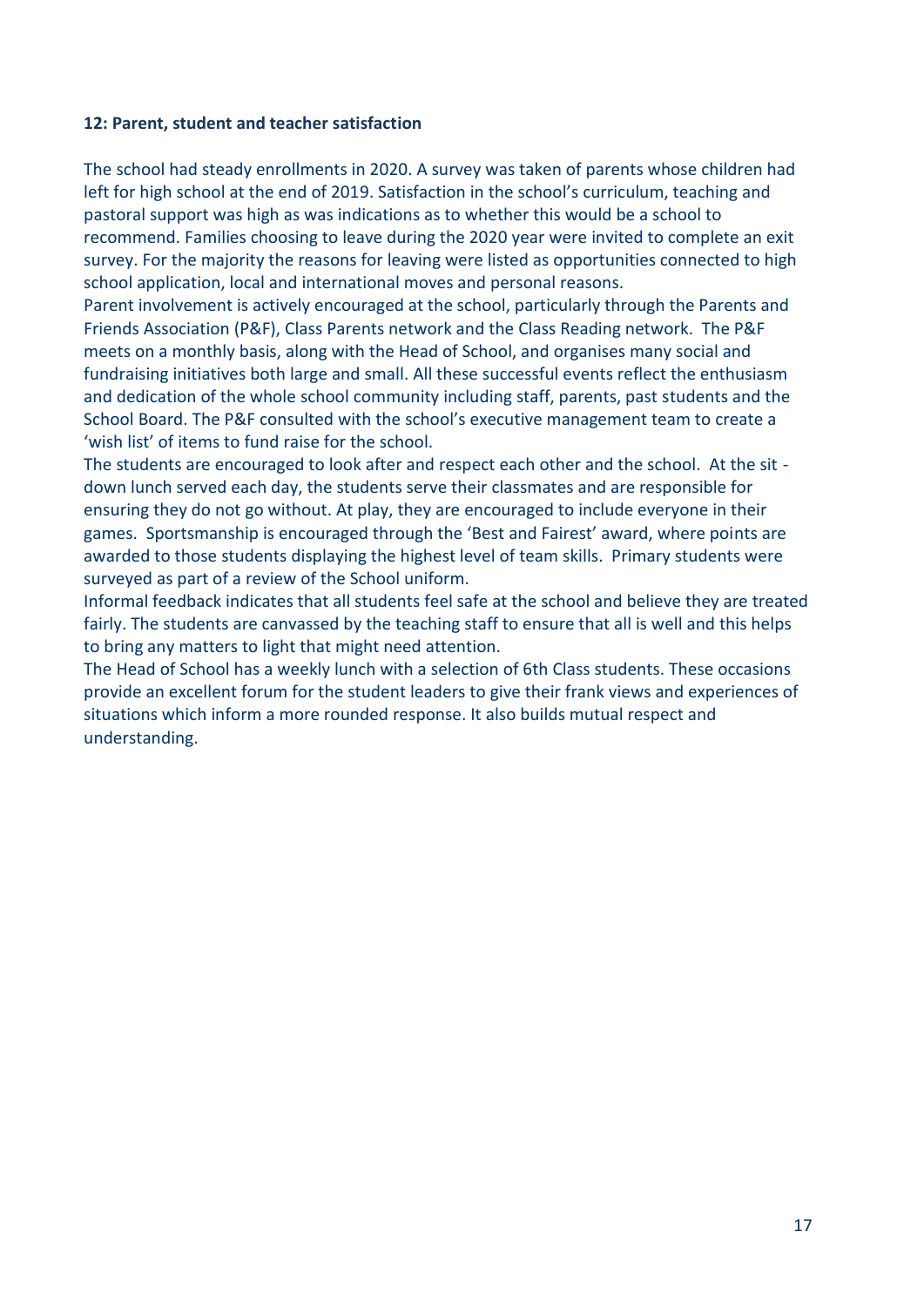**12: Parent, student and teacher satisfaction**

The school had steady enrollments in 2020. A survey was taken of parents whose children had left for high school at the end of 2019. Satisfaction in the school's curriculum, teaching and pastoral support was high as was indications as to whether this would be a school to recommend. Families choosing to leave during the 2020 year were invited to complete an exit survey. For the majority the reasons for leaving were listed as opportunities connected to high school application, local and international moves and personal reasons.

Parent involvement is actively encouraged at the school, particularly through the Parents and Friends Association (P&F), Class Parents network and the Class Reading network. The P&F meets on a monthly basis, along with the Head of School, and organises many social and fundraising initiatives both large and small. All these successful events reflect the enthusiasm and dedication of the whole school community including staff, parents, past students and the School Board. The P&F consulted with the school's executive management team to create a 'wish list' of items to fund raise for the school.

The students are encouraged to look after and respect each other and the school. At the sit - down lunch served each day, the students serve their classmates and are responsible for ensuring they do not go without. At play, they are encouraged to include everyone in their games. Sportsmanship is encouraged through the 'Best and Fairest' award, where points are awarded to those students displaying the highest level of team skills. Primary students were surveyed as part of a review of the School uniform.

Informal feedback indicates that all students feel safe at the school and believe they are treated fairly. The students are canvassed by the teaching staff to ensure that all is well and this helps to bring any matters to light that might need attention.

The Head of School has a weekly lunch with a selection of 6th Class students. These occasions provide an excellent forum for the student leaders to give their frank views and experiences of situations which inform a more rounded response. It also builds mutual respect and understanding.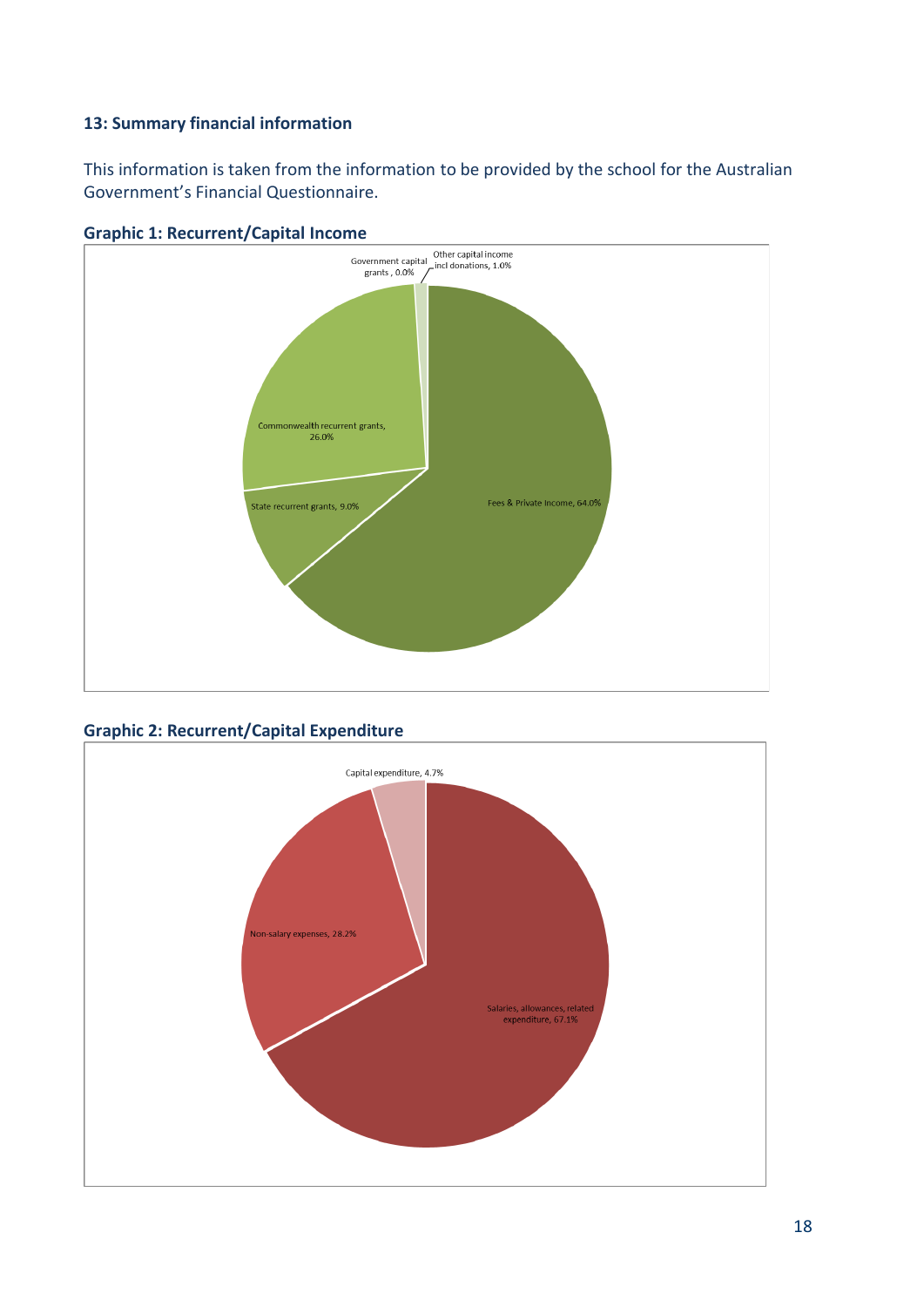### 13: Summary financial information

This information is taken from the information to be provided by the school for the Australian Government's Financial Questionnaire.

**Graphic 1: Recurrent/Capital Income**

Government capital grants , 0.0%

Other capital income incl donations, 1.0%

Commonwealth recurrent grants, 26.0%

State recurrent grants, 9.0%

Fees & Private Income, 64.0%

**Graphic 2: Recurrent/Capital Expenditure**

Capital expenditure, 4.7%

Non-salary expenses, 28.2%

Salaries, allowances, related expenditure, 67.1%